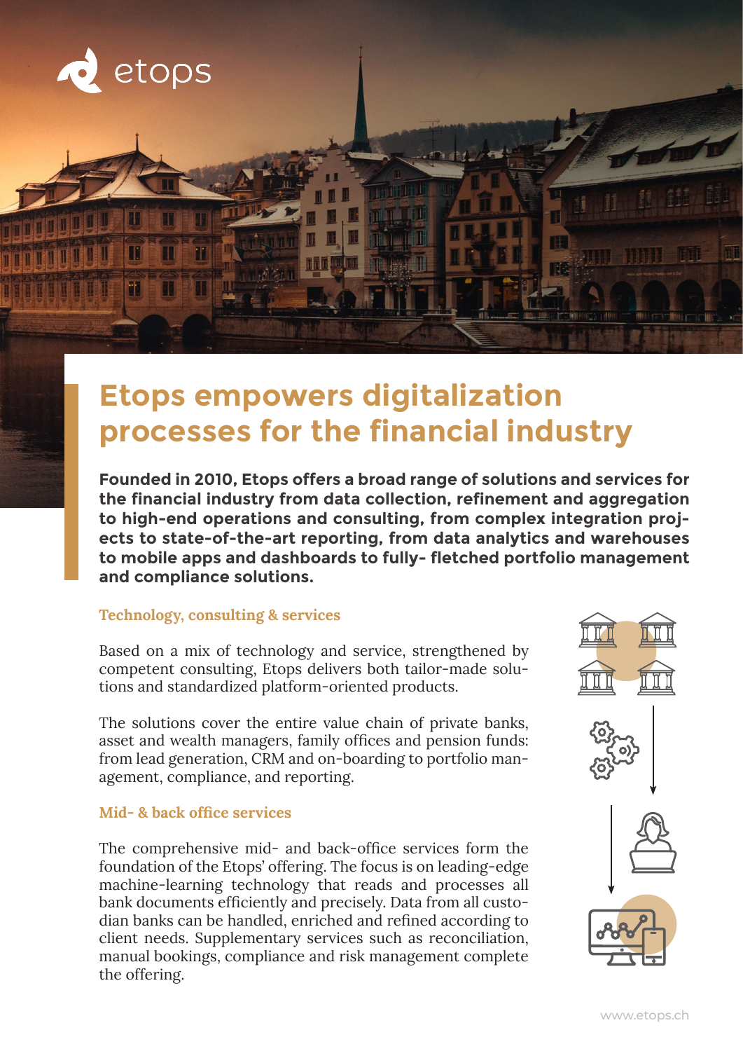# Etops empowers digitalization processes for the financial industry

**Founded in 2010, Etops offers a broad range of solutions and services for the financial industry from data collection, refinement and aggregation to high-end operations and consulting, from complex integration projects to state-of-the-art reporting, from data analytics and warehouses to mobile apps and dashboards to fully- fletched portfolio management and compliance solutions.**

### Technology, consulting & services

Based on a mix of technology and service, strengthened by competent consulting, Etops delivers both tailor-made solutions and standardized platform-oriented products.

The solutions cover the entire value chain of private banks, asset and wealth managers, family offices and pension funds: from lead generation, CRM and on-boarding to portfolio management, compliance, and reporting.

### Mid- & back office services

The comprehensive mid- and back-office services form the foundation of the Etops' offering. The focus is on leading-edge machine-learning technology that reads and processes all bank documents efficiently and precisely. Data from all custodian banks can be handled, enriched and refined according to client needs. Supplementary services such as reconciliation, manual bookings, compliance and risk management complete the offering.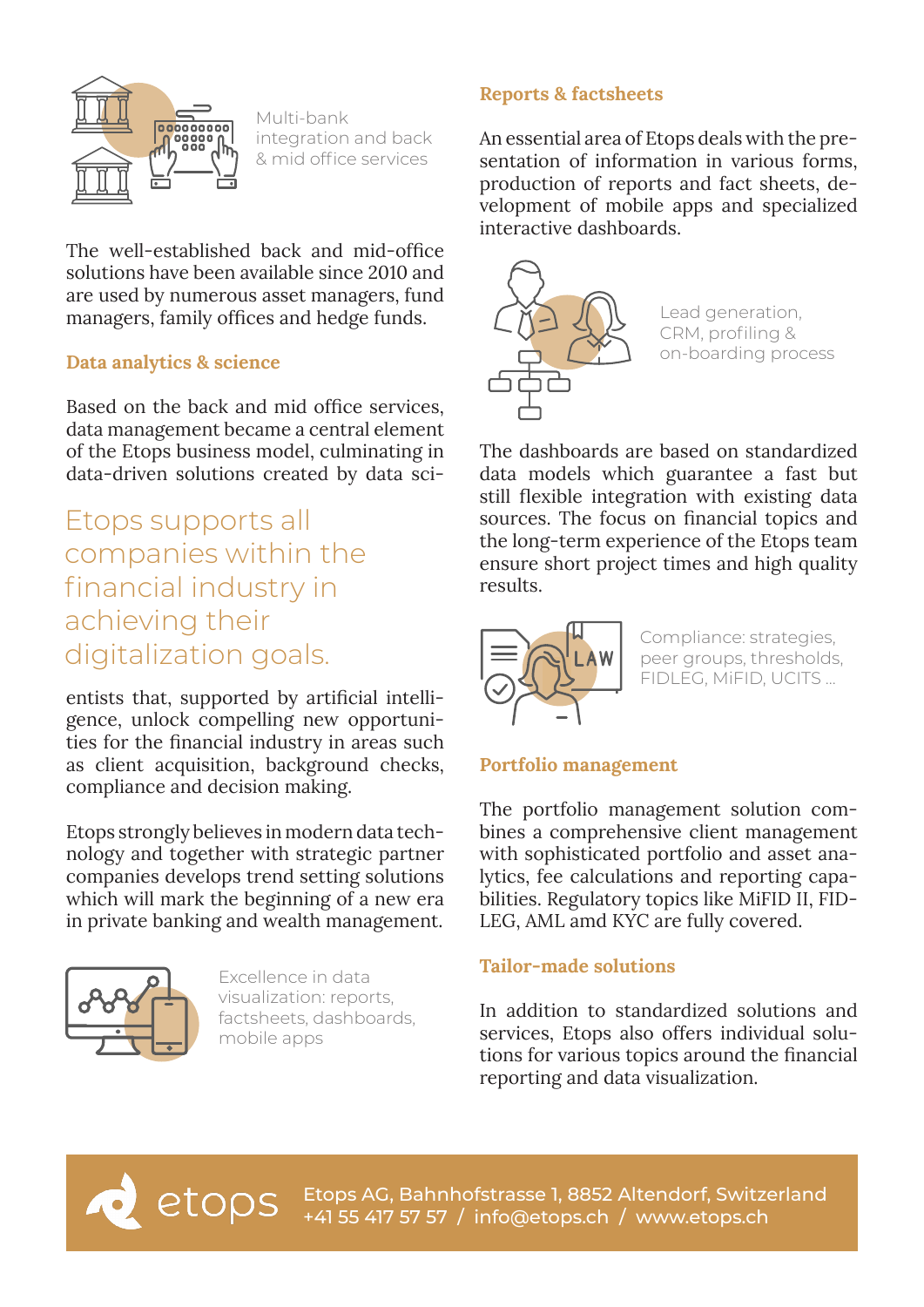Multi-bank integration and back & mid office services

The well-established back and mid-office solutions have been available since 2010 and are used by numerous asset managers, fund managers, family offices and hedge funds.

### Data analytics & science

Based on the back and mid office services, data management became a central element of the Etops business model, culminating in data-driven solutions created by data scientists that, supported by artificial intelligence, unlock compelling new opportunities for the financial industry in areas such as client acquisition, background checks, compliance and decision making.

> Etops supports all companies within the financial industry in achieving their digitalization goals.

Etops strongly believes in modern data technology and together with strategic partner companies develops trend setting solutions which will mark the beginning of a new era in private banking and wealth management.

Excellence in data visualization: reports, factsheets, dashboards, mobile apps

### Reports & factsheets

An essential area of Etops deals with the presentation of information in various forms, production of reports and fact sheets, development of mobile apps and specialized interactive dashboards.

Lead generation, CRM, profiling & on-boarding process

The dashboards are based on standardized data models which guarantee a fast but still flexible integration with existing data sources. The focus on financial topics and the long-term experience of the Etops team ensure short project times and high quality results.

Compliance: strategies, peer groups, thresholds, FIDLEG, MiFID, UCITS ...

### Portfolio management

The portfolio management solution combines a comprehensive client management with sophisticated portfolio and asset analytics, fee calculations and reporting capabilities. Regulatory topics like MiFID II, FIDLEG, AML amd KYC are fully covered.

### Tailor-made solutions

In addition to standardized solutions and services, Etops also offers individual solutions for various topics around the financial reporting and data visualization.

etops

Etops AG, Bahnhofstrasse 1, 8852 Altendorf, Switzerland
+41 55 417 57 57 / info@etops.ch / www.etops.ch